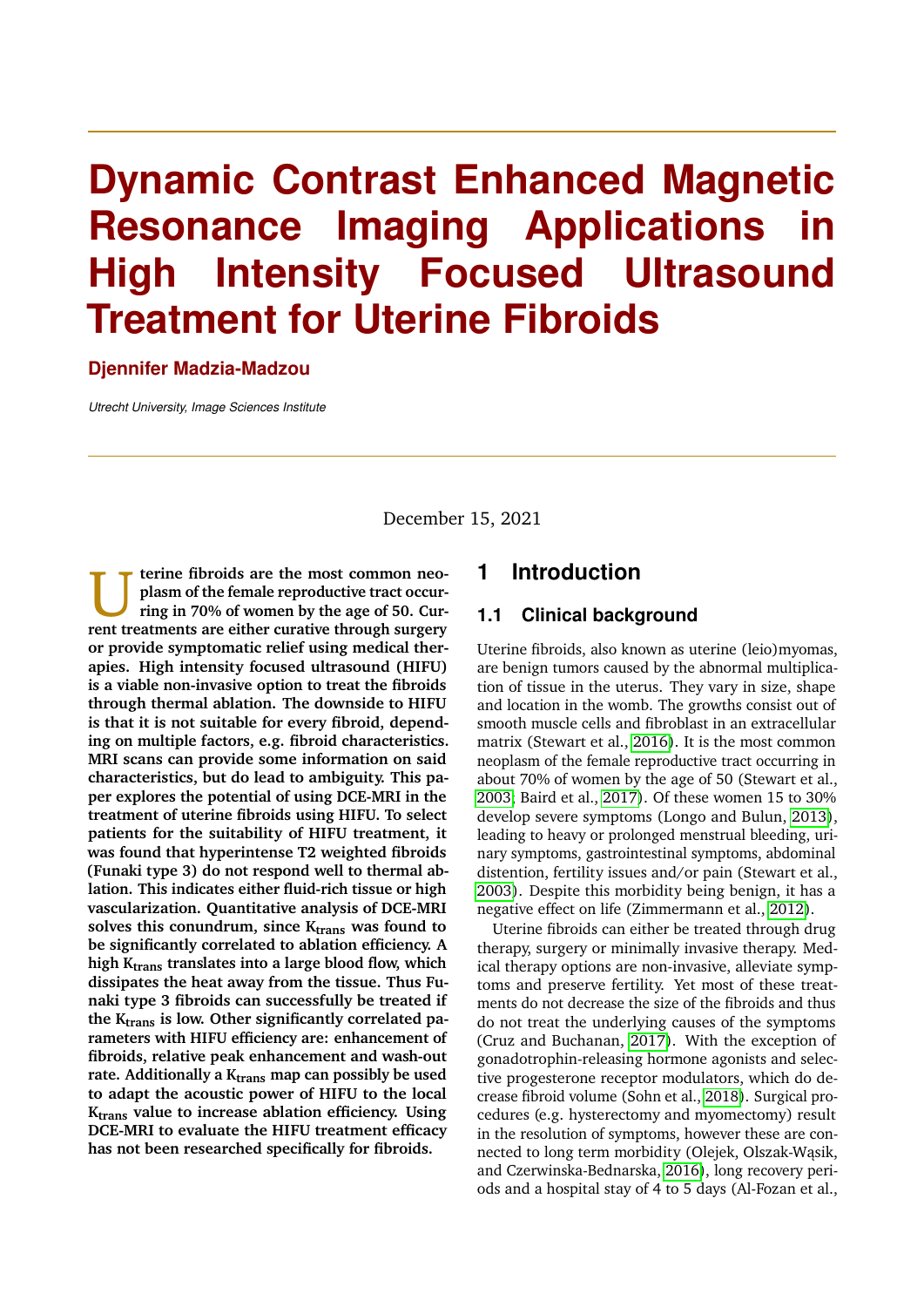# Dynamic Contrast Enhanced Magnetic Resonance Imaging Applications in High Intensity Focused Ultrasound Treatment for Uterine Fibroids

**Djennifer Madzia-Madzou**

*Utrecht University, Image Sciences Institute*

December 15, 2021

**Uterine fibroids are the most common neoplasm of the female reproductive tract occurring in 70% of women by the age of 50. Current treatments are either curative through surgery or provide symptomatic relief using medical therapies. High intensity focused ultrasound (HIFU) is a viable non-invasive option to treat the fibroids through thermal ablation. The downside to HIFU is that it is not suitable for every fibroid, depending on multiple factors, e.g. fibroid characteristics. MRI scans can provide some information on said characteristics, but do lead to ambiguity. This paper explores the potential of using DCE-MRI in the treatment of uterine fibroids using HIFU. To select patients for the suitability of HIFU treatment, it was found that hyperintense T2 weighted fibroids (Funaki type 3) do not respond well to thermal ablation. This indicates either fluid-rich tissue or high vascularization. Quantitative analysis of DCE-MRI solves this conundrum, since $K_{trans}$ was found to be significantly correlated to ablation efficiency. A high $K_{trans}$ translates into a large blood flow, which dissipates the heat away from the tissue. Thus Funaki type 3 fibroids can successfully be treated if the $K_{trans}$ is low. Other significantly correlated parameters with HIFU efficiency are: enhancement of fibroids, relative peak enhancement and wash-out rate. Additionally a $K_{trans}$ map can possibly be used to adapt the acoustic power of HIFU to the local $K_{trans}$ value to increase ablation efficiency. Using DCE-MRI to evaluate the HIFU treatment efficacy has not been researched specifically for fibroids.**

## 1 Introduction

### 1.1 Clinical background

Uterine fibroids, also known as uterine (leio)myomas, are benign tumors caused by the abnormal multiplication of tissue in the uterus. They vary in size, shape and location in the womb. The growths consist out of smooth muscle cells and fibroblast in an extracellular matrix (Stewart et al., 2016). It is the most common neoplasm of the female reproductive tract occurring in about 70% of women by the age of 50 (Stewart et al., 2003; Baird et al., 2017). Of these women 15 to 30% develop severe symptoms (Longo and Bulun, 2013), leading to heavy or prolonged menstrual bleeding, urinary symptoms, gastrointestinal symptoms, abdominal distention, fertility issues and/or pain (Stewart et al., 2003). Despite this morbidity being benign, it has a negative effect on life (Zimmermann et al., 2012).

Uterine fibroids can either be treated through drug therapy, surgery or minimally invasive therapy. Medical therapy options are non-invasive, alleviate symptoms and preserve fertility. Yet most of these treatments do not decrease the size of the fibroids and thus do not treat the underlying causes of the symptoms (Cruz and Buchanan, 2017). With the exception of gonadotrophin-releasing hormone agonists and selective progesterone receptor modulators, which do decrease fibroid volume (Sohn et al., 2018). Surgical procedures (e.g. hysterectomy and myomectomy) result in the resolution of symptoms, however these are connected to long term morbidity (Olejek, Olszak-Wąsik, and Czerwinska-Bednarska, 2016), long recovery periods and a hospital stay of 4 to 5 days (Al-Fozan et al.,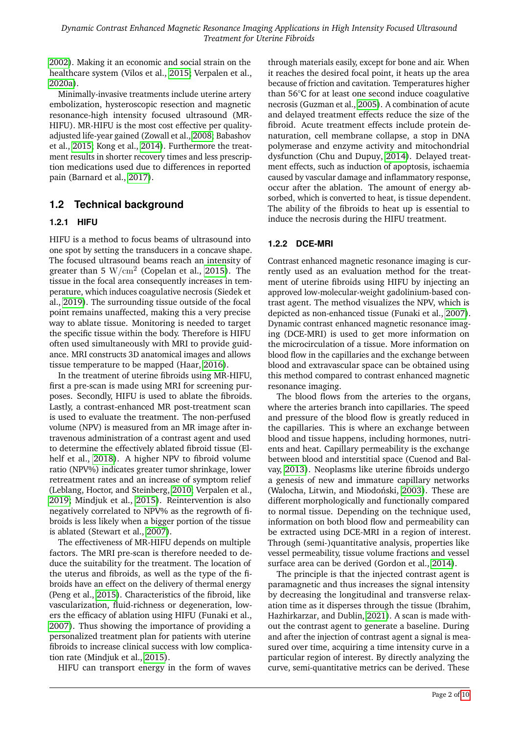2002). Making it an economic and social strain on the healthcare system (Vilos et al., 2015; Verpalen et al., 2020a).

Minimally-invasive treatments include uterine artery embolization, hysteroscopic resection and magnetic resonance-high intensity focused ultrasound (MR-HIFU). MR-HIFU is the most cost effective per quality-adjusted life-year gained (Zowall et al., 2008; Babashov et al., 2015; Kong et al., 2014). Furthermore the treatment results in shorter recovery times and less prescription medications used due to differences in reported pain (Barnard et al., 2017).

## 1.2 Technical background

### 1.2.1 HIFU

HIFU is a method to focus beams of ultrasound into one spot by setting the transducers in a concave shape. The focused ultrasound beams reach an intensity of greater than 5 $\mathrm{W/cm^2}$ (Copelan et al., 2015). The tissue in the focal area consequently increases in temperature, which induces coagulative necrosis (Siedek et al., 2019). The surrounding tissue outside of the focal point remains unaffected, making this a very precise way to ablate tissue. Monitoring is needed to target the specific tissue within the body. Therefore is HIFU often used simultaneously with MRI to provide guidance. MRI constructs 3D anatomical images and allows tissue temperature to be mapped (Haar, 2016).

In the treatment of uterine fibroids using MR-HIFU, first a pre-scan is made using MRI for screening purposes. Secondly, HIFU is used to ablate the fibroids. Lastly, a contrast-enhanced MR post-treatment scan is used to evaluate the treatment. The non-perfused volume (NPV) is measured from an MR image after intravenous administration of a contrast agent and used to determine the effectively ablated fibroid tissue (Elhelf et al., 2018). A higher NPV to fibroid volume ratio (NPV%) indicates greater tumor shrinkage, lower retreatment rates and an increase of symptom relief (Leblang, Hoctor, and Steinberg, 2010; Verpalen et al., 2019; Mindjuk et al., 2015). Reintervention is also negatively correlated to NPV% as the regrowth of fibroids is less likely when a bigger portion of the tissue is ablated (Stewart et al., 2007).

The effectiveness of MR-HIFU depends on multiple factors. The MRI pre-scan is therefore needed to deduce the suitability for the treatment. The location of the uterus and fibroids, as well as the type of the fibroids have an effect on the delivery of thermal energy (Peng et al., 2015). Characteristics of the fibroid, like vascularization, fluid-richness or degeneration, lowers the efficacy of ablation using HIFU (Funaki et al., 2007). Thus showing the importance of providing a personalized treatment plan for patients with uterine fibroids to increase clinical success with low complication rate (Mindjuk et al., 2015).

HIFU can transport energy in the form of waves through materials easily, except for bone and air. When it reaches the desired focal point, it heats up the area because of friction and cavitation. Temperatures higher than 56°C for at least one second induce coagulative necrosis (Guzman et al., 2005). A combination of acute and delayed treatment effects reduce the size of the fibroid. Acute treatment effects include protein denaturation, cell membrane collapse, a stop in DNA polymerase and enzyme activity and mitochondrial dysfunction (Chu and Dupuy, 2014). Delayed treatment effects, such as induction of apoptosis, ischaemia caused by vascular damage and inflammatory response, occur after the ablation. The amount of energy absorbed, which is converted to heat, is tissue dependent. The ability of the fibroids to heat up is essential to induce the necrosis during the HIFU treatment.

### 1.2.2 DCE-MRI

Contrast enhanced magnetic resonance imaging is currently used as an evaluation method for the treatment of uterine fibroids using HIFU by injecting an approved low-molecular-weight gadolinium-based contrast agent. The method visualizes the NPV, which is depicted as non-enhanced tissue (Funaki et al., 2007). Dynamic contrast enhanced magnetic resonance imaging (DCE-MRI) is used to get more information on the microcirculation of a tissue. More information on blood flow in the capillaries and the exchange between blood and extravascular space can be obtained using this method compared to contrast enhanced magnetic resonance imaging.

The blood flows from the arteries to the organs, where the arteries branch into capillaries. The speed and pressure of the blood flow is greatly reduced in the capillaries. This is where an exchange between blood and tissue happens, including hormones, nutrients and heat. Capillary permeability is the exchange between blood and interstitial space (Cuenod and Balvay, 2013). Neoplasms like uterine fibroids undergo a genesis of new and immature capillary networks (Walocha, Litwin, and Miodoński, 2003). These are different morphologically and functionally compared to normal tissue. Depending on the technique used, information on both blood flow and permeability can be extracted using DCE-MRI in a region of interest. Through (semi-)quantitative analysis, properties like vessel permeability, tissue volume fractions and vessel surface area can be derived (Gordon et al., 2014).

The principle is that the injected contrast agent is paramagnetic and thus increases the signal intensity by decreasing the longitudinal and transverse relaxation time as it disperses through the tissue (Ibrahim, Hazhirkarzar, and Dublin, 2021). A scan is made without the contrast agent to generate a baseline. During and after the injection of contrast agent a signal is measured over time, acquiring a time intensity curve in a particular region of interest. By directly analyzing the curve, semi-quantitative metrics can be derived. These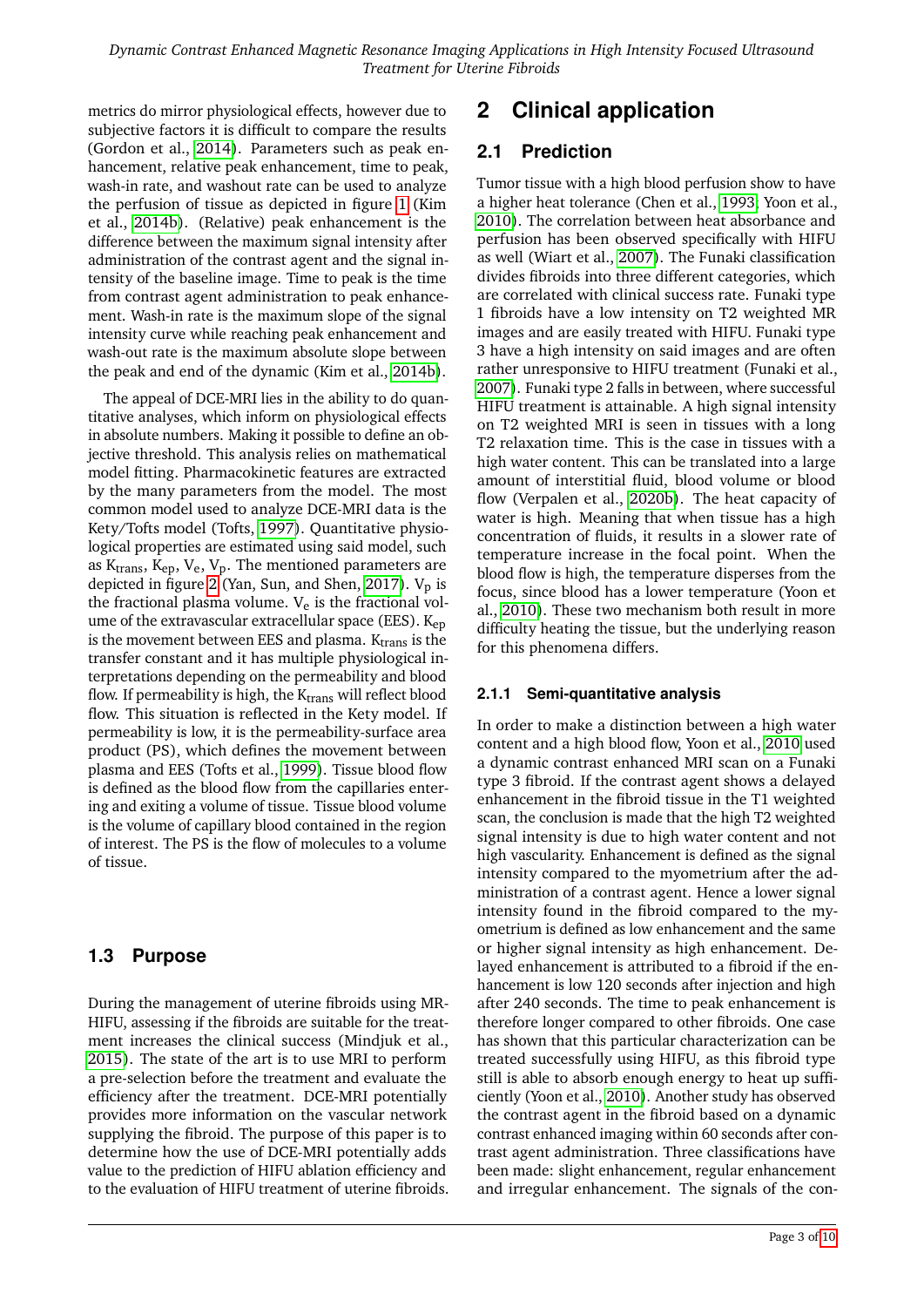metrics do mirror physiological effects, however due to subjective factors it is difficult to compare the results (Gordon et al., 2014). Parameters such as peak enhancement, relative peak enhancement, time to peak, wash-in rate, and washout rate can be used to analyze the perfusion of tissue as depicted in figure 1 (Kim et al., 2014b). (Relative) peak enhancement is the difference between the maximum signal intensity after administration of the contrast agent and the signal intensity of the baseline image. Time to peak is the time from contrast agent administration to peak enhancement. Wash-in rate is the maximum slope of the signal intensity curve while reaching peak enhancement and wash-out rate is the maximum absolute slope between the peak and end of the dynamic (Kim et al., 2014b).

The appeal of DCE-MRI lies in the ability to do quantitative analyses, which inform on physiological effects in absolute numbers. Making it possible to define an objective threshold. This analysis relies on mathematical model fitting. Pharmacokinetic features are extracted by the many parameters from the model. The most common model used to analyze DCE-MRI data is the Kety/Tofts model (Tofts, 1997). Quantitative physiological properties are estimated using said model, such as $K_{trans}$, $K_{ep}$, $V_e$, $V_p$. The mentioned parameters are depicted in figure 2 (Yan, Sun, and Shen, 2017). $V_p$ is the fractional plasma volume. $V_e$ is the fractional volume of the extravascular extracellular space (EES). $K_{ep}$ is the movement between EES and plasma. $K_{trans}$ is the transfer constant and it has multiple physiological interpretations depending on the permeability and blood flow. If permeability is high, the $K_{trans}$ will reflect blood flow. This situation is reflected in the Kety model. If permeability is low, it is the permeability-surface area product (PS), which defines the movement between plasma and EES (Tofts et al., 1999). Tissue blood flow is defined as the blood flow from the capillaries entering and exiting a volume of tissue. Tissue blood volume is the volume of capillary blood contained in the region of interest. The PS is the flow of molecules to a volume of tissue.

### 1.3 Purpose

During the management of uterine fibroids using MR-HIFU, assessing if the fibroids are suitable for the treatment increases the clinical success (Mindjuk et al., 2015). The state of the art is to use MRI to perform a pre-selection before the treatment and evaluate the efficiency after the treatment. DCE-MRI potentially provides more information on the vascular network supplying the fibroid. The purpose of this paper is to determine how the use of DCE-MRI potentially adds value to the prediction of HIFU ablation efficiency and to the evaluation of HIFU treatment of uterine fibroids.

## 2 Clinical application

### 2.1 Prediction

Tumor tissue with a high blood perfusion show to have a higher heat tolerance (Chen et al., 1993; Yoon et al., 2010). The correlation between heat absorbance and perfusion has been observed specifically with HIFU as well (Wiart et al., 2007). The Funaki classification divides fibroids into three different categories, which are correlated with clinical success rate. Funaki type 1 fibroids have a low intensity on T2 weighted MR images and are easily treated with HIFU. Funaki type 3 have a high intensity on said images and are often rather unresponsive to HIFU treatment (Funaki et al., 2007). Funaki type 2 falls in between, where successful HIFU treatment is attainable. A high signal intensity on T2 weighted MRI is seen in tissues with a long T2 relaxation time. This is the case in tissues with a high water content. This can be translated into a large amount of interstitial fluid, blood volume or blood flow (Verpalen et al., 2020b). The heat capacity of water is high. Meaning that when tissue has a high concentration of fluids, it results in a slower rate of temperature increase in the focal point. When the blood flow is high, the temperature disperses from the focus, since blood has a lower temperature (Yoon et al., 2010). These two mechanism both result in more difficulty heating the tissue, but the underlying reason for this phenomena differs.

#### 2.1.1 Semi-quantitative analysis

In order to make a distinction between a high water content and a high blood flow, Yoon et al., 2010 used a dynamic contrast enhanced MRI scan on a Funaki type 3 fibroid. If the contrast agent shows a delayed enhancement in the fibroid tissue in the T1 weighted scan, the conclusion is made that the high T2 weighted signal intensity is due to high water content and not high vascularity. Enhancement is defined as the signal intensity compared to the myometrium after the administration of a contrast agent. Hence a lower signal intensity found in the fibroid compared to the myometrium is defined as low enhancement and the same or higher signal intensity as high enhancement. Delayed enhancement is attributed to a fibroid if the enhancement is low 120 seconds after injection and high after 240 seconds. The time to peak enhancement is therefore longer compared to other fibroids. One case has shown that this particular characterization can be treated successfully using HIFU, as this fibroid type still is able to absorb enough energy to heat up sufficiently (Yoon et al., 2010). Another study has observed the contrast agent in the fibroid based on a dynamic contrast enhanced imaging within 60 seconds after contrast agent administration. Three classifications have been made: slight enhancement, regular enhancement and irregular enhancement. The signals of the con-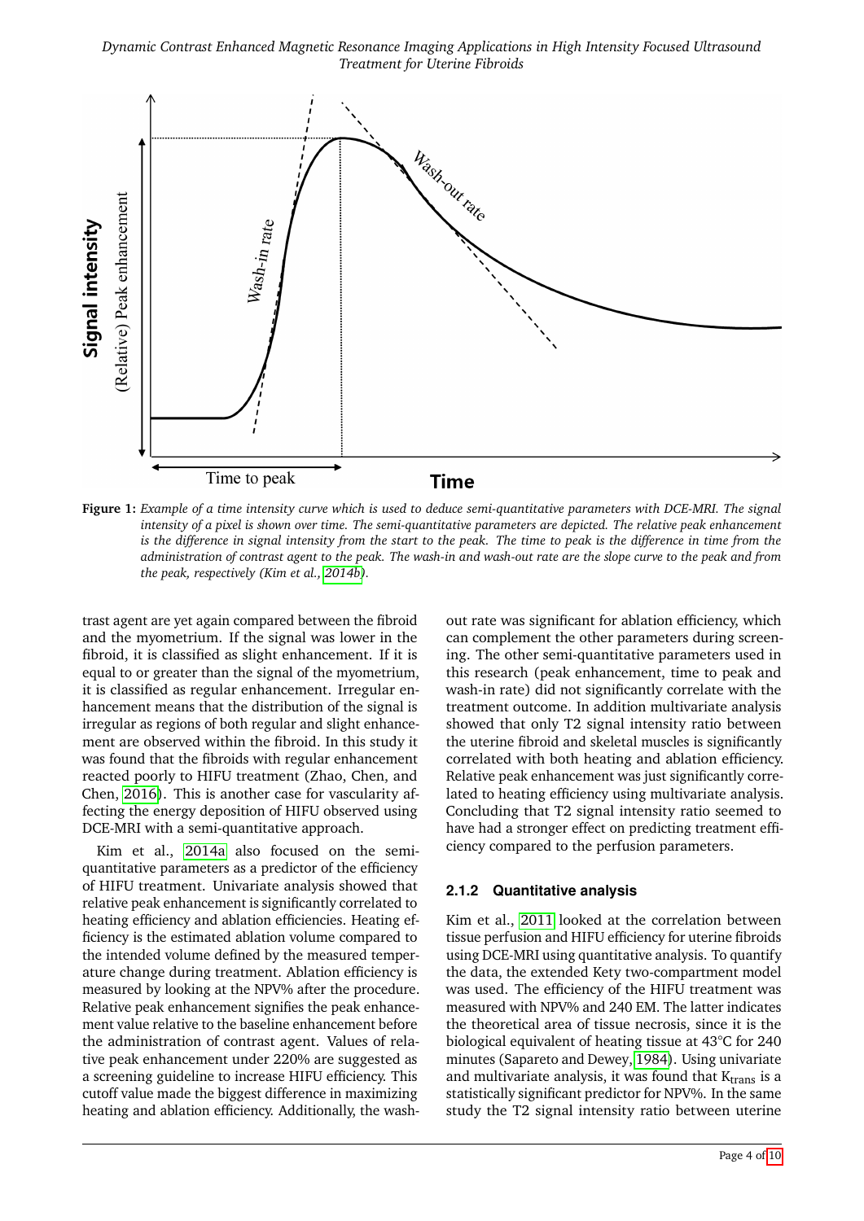**Figure 1:** *Example of a time intensity curve which is used to deduce semi-quantitative parameters with DCE-MRI. The signal intensity of a pixel is shown over time. The semi-quantitative parameters are depicted. The relative peak enhancement is the difference in signal intensity from the start to the peak. The time to peak is the difference in time from the administration of contrast agent to the peak. The wash-in and wash-out rate are the slope curve to the peak and from the peak, respectively (Kim et al., 2014b).*

trast agent are yet again compared between the fibroid and the myometrium. If the signal was lower in the fibroid, it is classified as slight enhancement. If it is equal to or greater than the signal of the myometrium, it is classified as regular enhancement. Irregular enhancement means that the distribution of the signal is irregular as regions of both regular and slight enhancement are observed within the fibroid. In this study it was found that the fibroids with regular enhancement reacted poorly to HIFU treatment (Zhao, Chen, and Chen, 2016). This is another case for vascularity affecting the energy deposition of HIFU observed using DCE-MRI with a semi-quantitative approach.

Kim et al., 2014a also focused on the semi-quantitative parameters as a predictor of the efficiency of HIFU treatment. Univariate analysis showed that relative peak enhancement is significantly correlated to heating efficiency and ablation efficiencies. Heating efficiency is the estimated ablation volume compared to the intended volume defined by the measured temperature change during treatment. Ablation efficiency is measured by looking at the NPV% after the procedure. Relative peak enhancement signifies the peak enhancement value relative to the baseline enhancement before the administration of contrast agent. Values of relative peak enhancement under 220% are suggested as a screening guideline to increase HIFU efficiency. This cutoff value made the biggest difference in maximizing heating and ablation efficiency. Additionally, the wash-out rate was significant for ablation efficiency, which can complement the other parameters during screening. The other semi-quantitative parameters used in this research (peak enhancement, time to peak and wash-in rate) did not significantly correlate with the treatment outcome. In addition multivariate analysis showed that only T2 signal intensity ratio between the uterine fibroid and skeletal muscles is significantly correlated with both heating and ablation efficiency. Relative peak enhancement was just significantly correlated to heating efficiency using multivariate analysis. Concluding that T2 signal intensity ratio seemed to have had a stronger effect on predicting treatment efficiency compared to the perfusion parameters.

### 2.1.2 Quantitative analysis

Kim et al., 2011 looked at the correlation between tissue perfusion and HIFU efficiency for uterine fibroids using DCE-MRI using quantitative analysis. To quantify the data, the extended Kety two-compartment model was used. The efficiency of the HIFU treatment was measured with NPV% and 240 EM. The latter indicates the theoretical area of tissue necrosis, since it is the biological equivalent of heating tissue at 43°C for 240 minutes (Sapareto and Dewey, 1984). Using univariate and multivariate analysis, it was found that $K_{trans}$ is a statistically significant predictor for NPV%. In the same study the T2 signal intensity ratio between uterine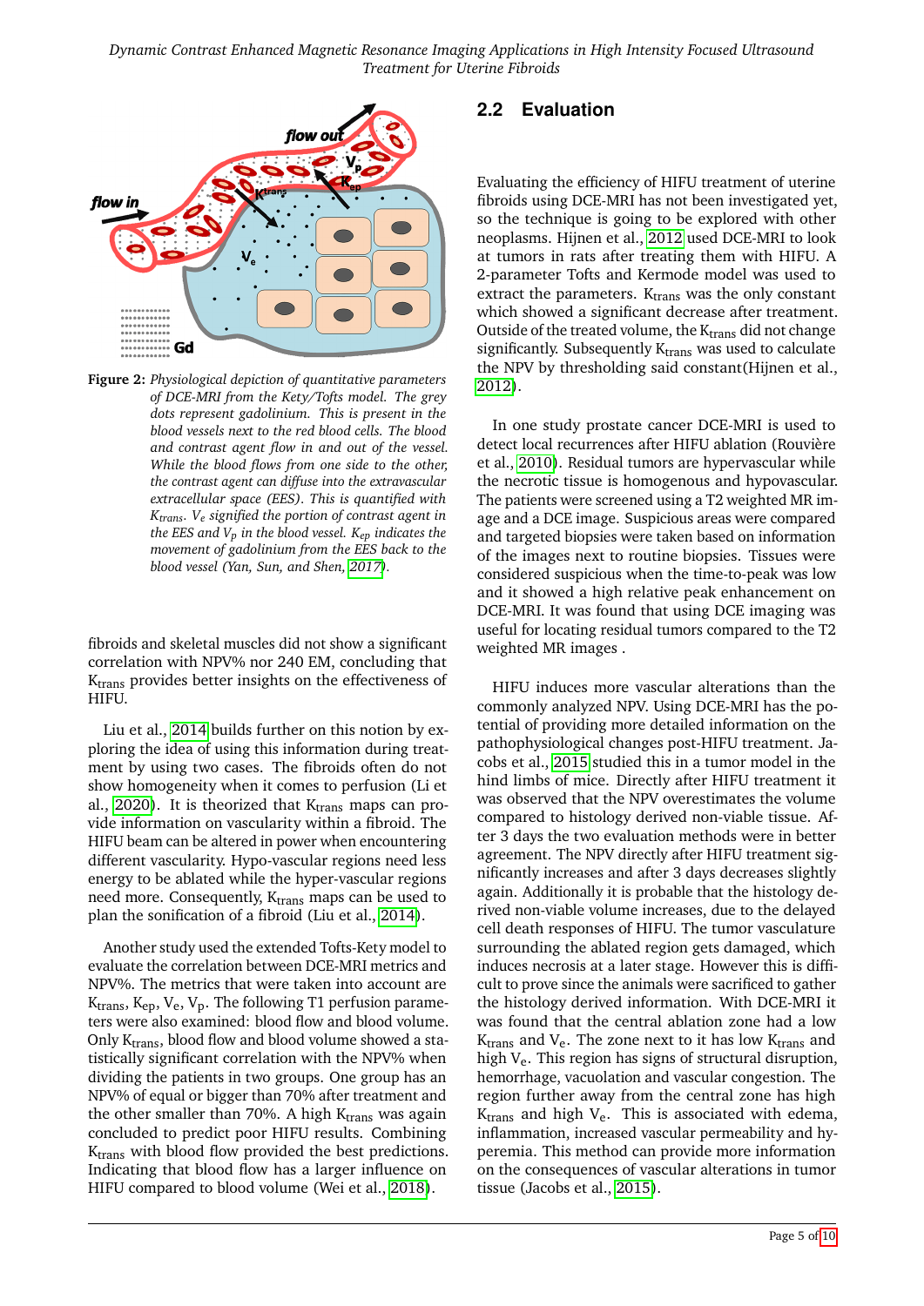Figure 2: *Physiological depiction of quantitative parameters of DCE-MRI from the Kety/Tofts model. The grey dots represent gadolinium. This is present in the blood vessels next to the red blood cells. The blood and contrast agent flow in and out of the vessel. While the blood flows from one side to the other, the contrast agent can diffuse into the extravascular extracellular space (EES). This is quantified with $K_{trans}$. $V_e$ signified the portion of contrast agent in the EES and $V_p$ in the blood vessel. $K_{ep}$ indicates the movement of gadolinium from the EES back to the blood vessel (Yan, Sun, and Shen, 2017).*

fibroids and skeletal muscles did not show a significant correlation with NPV% nor 240 EM, concluding that $K_{trans}$ provides better insights on the effectiveness of HIFU.

Liu et al., 2014 builds further on this notion by exploring the idea of using this information during treatment by using two cases. The fibroids often do not show homogeneity when it comes to perfusion (Li et al., 2020). It is theorized that $K_{trans}$ maps can provide information on vascularity within a fibroid. The HIFU beam can be altered in power when encountering different vascularity. Hypo-vascular regions need less energy to be ablated while the hyper-vascular regions need more. Consequently, $K_{trans}$ maps can be used to plan the sonification of a fibroid (Liu et al., 2014).

Another study used the extended Tofts-Kety model to evaluate the correlation between DCE-MRI metrics and NPV%. The metrics that were taken into account are $K_{trans}$, $K_{ep}$, $V_e$, $V_p$. The following T1 perfusion parameters were also examined: blood flow and blood volume. Only $K_{trans}$, blood flow and blood volume showed a statistically significant correlation with the NPV% when dividing the patients in two groups. One group has an NPV% of equal or bigger than 70% after treatment and the other smaller than 70%. A high $K_{trans}$ was again concluded to predict poor HIFU results. Combining $K_{trans}$ with blood flow provided the best predictions. Indicating that blood flow has a larger influence on HIFU compared to blood volume (Wei et al., 2018).

## 2.2 Evaluation

Evaluating the efficiency of HIFU treatment of uterine fibroids using DCE-MRI has not been investigated yet, so the technique is going to be explored with other neoplasms. Hijnen et al., 2012 used DCE-MRI to look at tumors in rats after treating them with HIFU. A 2-parameter Tofts and Kermode model was used to extract the parameters. $K_{trans}$ was the only constant which showed a significant decrease after treatment. Outside of the treated volume, the $K_{trans}$ did not change significantly. Subsequently $K_{trans}$ was used to calculate the NPV by thresholding said constant(Hijnen et al., 2012).

In one study prostate cancer DCE-MRI is used to detect local recurrences after HIFU ablation (Rouvière et al., 2010). Residual tumors are hypervascular while the necrotic tissue is homogenous and hypovascular. The patients were screened using a T2 weighted MR image and a DCE image. Suspicious areas were compared and targeted biopsies were taken based on information of the images next to routine biopsies. Tissues were considered suspicious when the time-to-peak was low and it showed a high relative peak enhancement on DCE-MRI. It was found that using DCE imaging was useful for locating residual tumors compared to the T2 weighted MR images .

HIFU induces more vascular alterations than the commonly analyzed NPV. Using DCE-MRI has the potential of providing more detailed information on the pathophysiological changes post-HIFU treatment. Jacobs et al., 2015 studied this in a tumor model in the hind limbs of mice. Directly after HIFU treatment it was observed that the NPV overestimates the volume compared to histology derived non-viable tissue. After 3 days the two evaluation methods were in better agreement. The NPV directly after HIFU treatment significantly increases and after 3 days decreases slightly again. Additionally it is probable that the histology derived non-viable volume increases, due to the delayed cell death responses of HIFU. The tumor vasculature surrounding the ablated region gets damaged, which induces necrosis at a later stage. However this is difficult to prove since the animals were sacrificed to gather the histology derived information. With DCE-MRI it was found that the central ablation zone had a low $K_{trans}$ and $V_e$. The zone next to it has low $K_{trans}$ and high $V_e$. This region has signs of structural disruption, hemorrhage, vacuolation and vascular congestion. The region further away from the central zone has high $K_{trans}$ and high $V_e$. This is associated with edema, inflammation, increased vascular permeability and hyperemia. This method can provide more information on the consequences of vascular alterations in tumor tissue (Jacobs et al., 2015).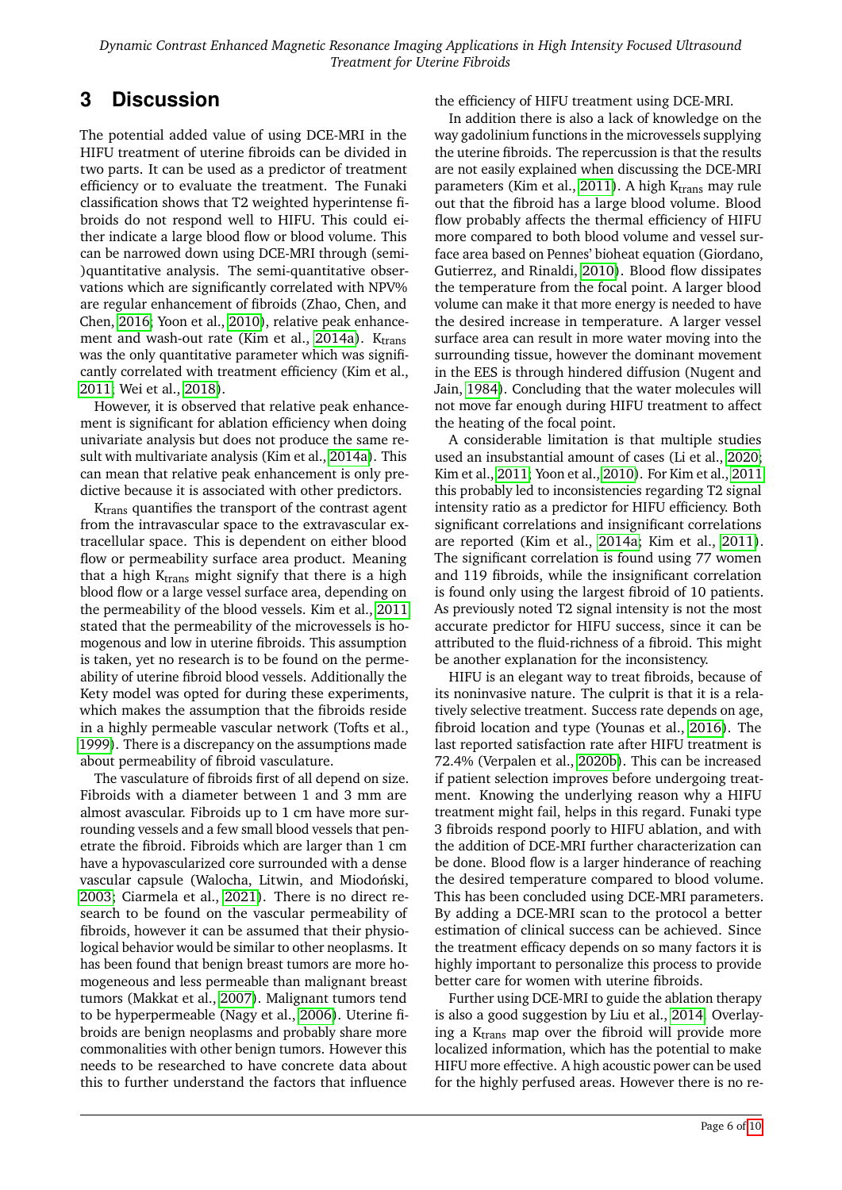# 3 Discussion

The potential added value of using DCE-MRI in the HIFU treatment of uterine fibroids can be divided in two parts. It can be used as a predictor of treatment efficiency or to evaluate the treatment. The Funaki classification shows that T2 weighted hyperintense fibroids do not respond well to HIFU. This could either indicate a large blood flow or blood volume. This can be narrowed down using DCE-MRI through (semi-)quantitative analysis. The semi-quantitative observations which are significantly correlated with NPV% are regular enhancement of fibroids (Zhao, Chen, and Chen, 2016; Yoon et al., 2010), relative peak enhancement and wash-out rate (Kim et al., 2014a). $K_{trans}$ was the only quantitative parameter which was significantly correlated with treatment efficiency (Kim et al., 2011; Wei et al., 2018).

However, it is observed that relative peak enhancement is significant for ablation efficiency when doing univariate analysis but does not produce the same result with multivariate analysis (Kim et al., 2014a). This can mean that relative peak enhancement is only predictive because it is associated with other predictors.

$K_{trans}$ quantifies the transport of the contrast agent from the intravascular space to the extravascular extracellular space. This is dependent on either blood flow or permeability surface area product. Meaning that a high $K_{trans}$ might signify that there is a high blood flow or a large vessel surface area, depending on the permeability of the blood vessels. Kim et al., 2011 stated that the permeability of the microvessels is homogenous and low in uterine fibroids. This assumption is taken, yet no research is to be found on the permeability of uterine fibroid blood vessels. Additionally the Kety model was opted for during these experiments, which makes the assumption that the fibroids reside in a highly permeable vascular network (Tofts et al., 1999). There is a discrepancy on the assumptions made about permeability of fibroid vasculature.

The vasculature of fibroids first of all depend on size. Fibroids with a diameter between 1 and 3 mm are almost avascular. Fibroids up to 1 cm have more surrounding vessels and a few small blood vessels that penetrate the fibroid. Fibroids which are larger than 1 cm have a hypovascularized core surrounded with a dense vascular capsule (Walocha, Litwin, and Miodoński, 2003; Ciarmela et al., 2021). There is no direct research to be found on the vascular permeability of fibroids, however it can be assumed that their physiological behavior would be similar to other neoplasms. It has been found that benign breast tumors are more homogeneous and less permeable than malignant breast tumors (Makkat et al., 2007). Malignant tumors tend to be hyperpermeable (Nagy et al., 2006). Uterine fibroids are benign neoplasms and probably share more commonalities with other benign tumors. However this needs to be researched to have concrete data about this to further understand the factors that influence the efficiency of HIFU treatment using DCE-MRI.

In addition there is also a lack of knowledge on the way gadolinium functions in the microvessels supplying the uterine fibroids. The repercussion is that the results are not easily explained when discussing the DCE-MRI parameters (Kim et al., 2011). A high $K_{trans}$ may rule out that the fibroid has a large blood volume. Blood flow probably affects the thermal efficiency of HIFU more compared to both blood volume and vessel surface area based on Pennes' bioheat equation (Giordano, Gutierrez, and Rinaldi, 2010). Blood flow dissipates the temperature from the focal point. A larger blood volume can make it that more energy is needed to have the desired increase in temperature. A larger vessel surface area can result in more water moving into the surrounding tissue, however the dominant movement in the EES is through hindered diffusion (Nugent and Jain, 1984). Concluding that the water molecules will not move far enough during HIFU treatment to affect the heating of the focal point.

A considerable limitation is that multiple studies used an insubstantial amount of cases (Li et al., 2020; Kim et al., 2011; Yoon et al., 2010). For Kim et al., 2011 this probably led to inconsistencies regarding T2 signal intensity ratio as a predictor for HIFU efficiency. Both significant correlations and insignificant correlations are reported (Kim et al., 2014a; Kim et al., 2011). The significant correlation is found using 77 women and 119 fibroids, while the insignificant correlation is found only using the largest fibroid of 10 patients. As previously noted T2 signal intensity is not the most accurate predictor for HIFU success, since it can be attributed to the fluid-richness of a fibroid. This might be another explanation for the inconsistency.

HIFU is an elegant way to treat fibroids, because of its noninvasive nature. The culprit is that it is a relatively selective treatment. Success rate depends on age, fibroid location and type (Younas et al., 2016). The last reported satisfaction rate after HIFU treatment is 72.4% (Verpalen et al., 2020b). This can be increased if patient selection improves before undergoing treatment. Knowing the underlying reason why a HIFU treatment might fail, helps in this regard. Funaki type 3 fibroids respond poorly to HIFU ablation, and with the addition of DCE-MRI further characterization can be done. Blood flow is a larger hinderance of reaching the desired temperature compared to blood volume. This has been concluded using DCE-MRI parameters. By adding a DCE-MRI scan to the protocol a better estimation of clinical success can be achieved. Since the treatment efficacy depends on so many factors it is highly important to personalize this process to provide better care for women with uterine fibroids.

Further using DCE-MRI to guide the ablation therapy is also a good suggestion by Liu et al., 2014. Overlaying a $K_{trans}$ map over the fibroid will provide more localized information, which has the potential to make HIFU more effective. A high acoustic power can be used for the highly perfused areas. However there is no re-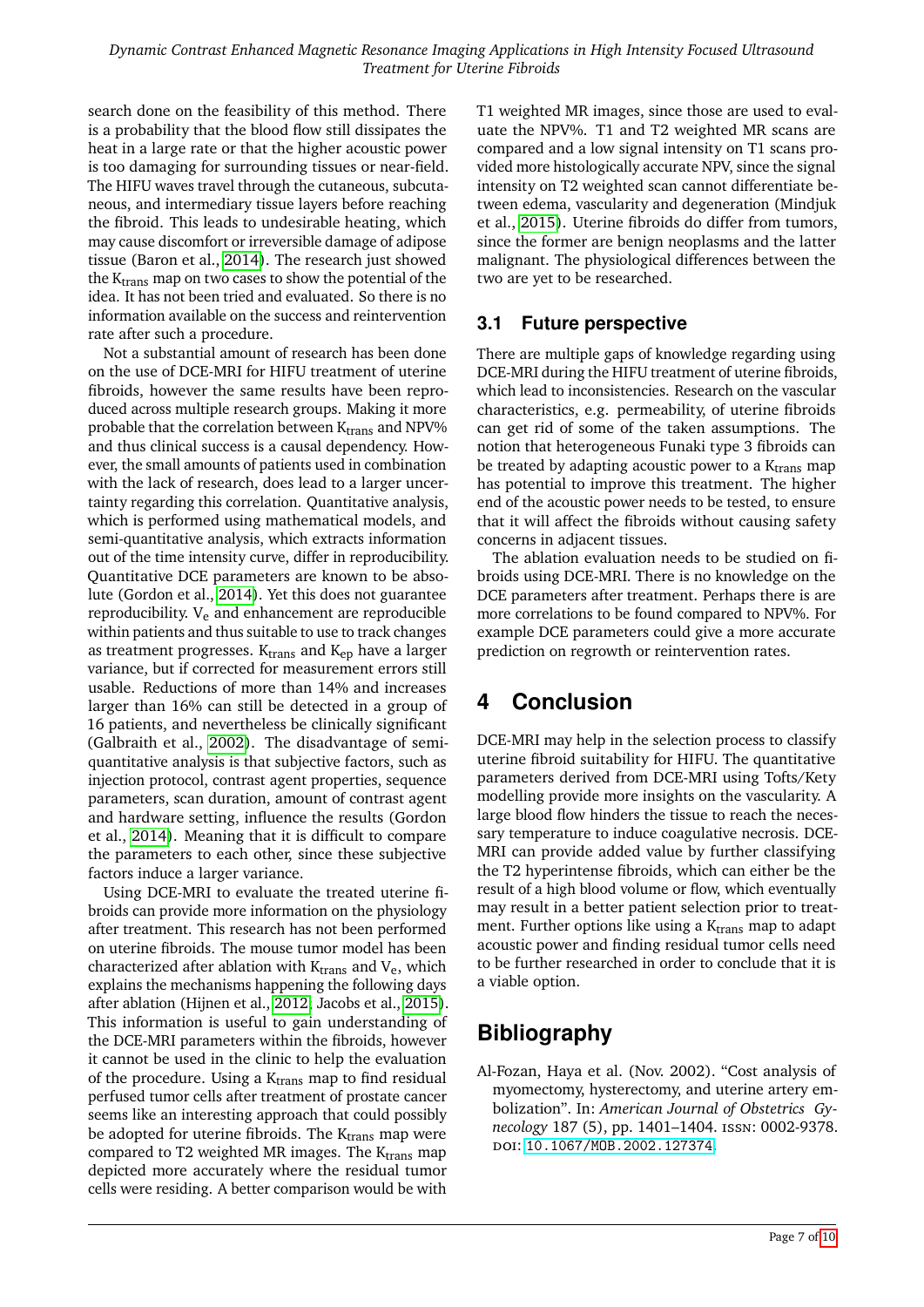search done on the feasibility of this method. There is a probability that the blood flow still dissipates the heat in a large rate or that the higher acoustic power is too damaging for surrounding tissues or near-field. The HIFU waves travel through the cutaneous, subcutaneous, and intermediary tissue layers before reaching the fibroid. This leads to undesirable heating, which may cause discomfort or irreversible damage of adipose tissue (Baron et al., 2014). The research just showed the $K_{trans}$ map on two cases to show the potential of the idea. It has not been tried and evaluated. So there is no information available on the success and reintervention rate after such a procedure.

Not a substantial amount of research has been done on the use of DCE-MRI for HIFU treatment of uterine fibroids, however the same results have been reproduced across multiple research groups. Making it more probable that the correlation between $K_{trans}$ and NPV% and thus clinical success is a causal dependency. However, the small amounts of patients used in combination with the lack of research, does lead to a larger uncertainty regarding this correlation. Quantitative analysis, which is performed using mathematical models, and semi-quantitative analysis, which extracts information out of the time intensity curve, differ in reproducibility. Quantitative DCE parameters are known to be absolute (Gordon et al., 2014). Yet this does not guarantee reproducibility. $V_e$ and enhancement are reproducible within patients and thus suitable to use to track changes as treatment progresses. $K_{trans}$ and $K_{ep}$ have a larger variance, but if corrected for measurement errors still usable. Reductions of more than 14% and increases larger than 16% can still be detected in a group of 16 patients, and nevertheless be clinically significant (Galbraith et al., 2002). The disadvantage of semi-quantitative analysis is that subjective factors, such as injection protocol, contrast agent properties, sequence parameters, scan duration, amount of contrast agent and hardware setting, influence the results (Gordon et al., 2014). Meaning that it is difficult to compare the parameters to each other, since these subjective factors induce a larger variance.

Using DCE-MRI to evaluate the treated uterine fibroids can provide more information on the physiology after treatment. This research has not been performed on uterine fibroids. The mouse tumor model has been characterized after ablation with $K_{trans}$ and $V_e$, which explains the mechanisms happening the following days after ablation (Hijnen et al., 2012; Jacobs et al., 2015). This information is useful to gain understanding of the DCE-MRI parameters within the fibroids, however it cannot be used in the clinic to help the evaluation of the procedure. Using a $K_{trans}$ map to find residual perfused tumor cells after treatment of prostate cancer seems like an interesting approach that could possibly be adopted for uterine fibroids. The $K_{trans}$ map were compared to T2 weighted MR images. The $K_{trans}$ map depicted more accurately where the residual tumor cells were residing. A better comparison would be with T1 weighted MR images, since those are used to evaluate the NPV%. T1 and T2 weighted MR scans are compared and a low signal intensity on T1 scans provided more histologically accurate NPV, since the signal intensity on T2 weighted scan cannot differentiate between edema, vascularity and degeneration (Mindjuk et al., 2015). Uterine fibroids do differ from tumors, since the former are benign neoplasms and the latter malignant. The physiological differences between the two are yet to be researched.

### 3.1 Future perspective

There are multiple gaps of knowledge regarding using DCE-MRI during the HIFU treatment of uterine fibroids, which lead to inconsistencies. Research on the vascular characteristics, e.g. permeability, of uterine fibroids can get rid of some of the taken assumptions. The notion that heterogeneous Funaki type 3 fibroids can be treated by adapting acoustic power to a $K_{trans}$ map has potential to improve this treatment. The higher end of the acoustic power needs to be tested, to ensure that it will affect the fibroids without causing safety concerns in adjacent tissues.

The ablation evaluation needs to be studied on fibroids using DCE-MRI. There is no knowledge on the DCE parameters after treatment. Perhaps there is are more correlations to be found compared to NPV%. For example DCE parameters could give a more accurate prediction on regrowth or reintervention rates.

## 4 Conclusion

DCE-MRI may help in the selection process to classify uterine fibroid suitability for HIFU. The quantitative parameters derived from DCE-MRI using Tofts/Kety modelling provide more insights on the vascularity. A large blood flow hinders the tissue to reach the necessary temperature to induce coagulative necrosis. DCE-MRI can provide added value by further classifying the T2 hyperintense fibroids, which can either be the result of a high blood volume or flow, which eventually may result in a better patient selection prior to treatment. Further options like using a $K_{trans}$ map to adapt acoustic power and finding residual tumor cells need to be further researched in order to conclude that it is a viable option.

## Bibliography

Al-Fozan, Haya et al. (Nov. 2002). "Cost analysis of myomectomy, hysterectomy, and uterine artery embolization". In: *American Journal of Obstetrics Gynecology* 187 (5), pp. 1401–1404. ISSN: 0002-9378. DOI: 10.1067/MOB.2002.127374.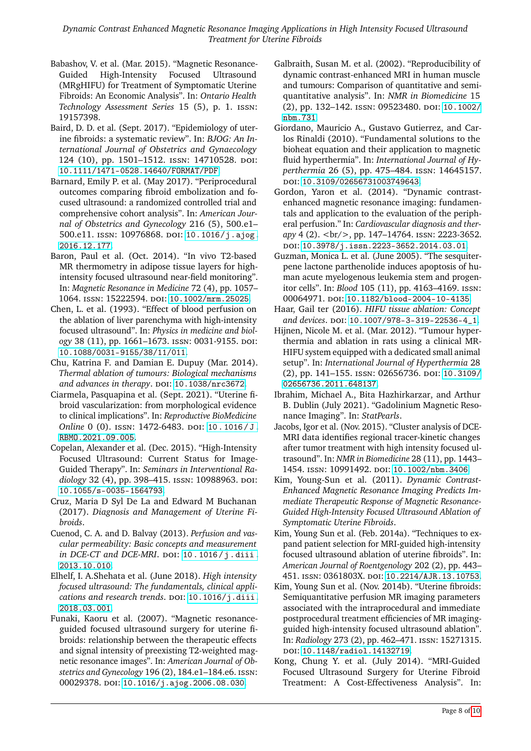Babashov, V. et al. (Mar. 2015). "Magnetic Resonance-Guided High-Intensity Focused Ultrasound (MRgHIFU) for Treatment of Symptomatic Uterine Fibroids: An Economic Analysis". In: *Ontario Health Technology Assessment Series* 15 (5), p. 1. ISSN: 19157398.

Baird, D. D. et al. (Sept. 2017). "Epidemiology of uterine fibroids: a systematic review". In: *BJOG: An International Journal of Obstetrics and Gynaecology* 124 (10), pp. 1501–1512. ISSN: 14710528. DOI: 10.1111/1471-0528.14640/FORMAT/PDF.

Barnard, Emily P. et al. (May 2017). "Periprocedural outcomes comparing fibroid embolization and focused ultrasound: a randomized controlled trial and comprehensive cohort analysis". In: *American Journal of Obstetrics and Gynecology* 216 (5), 500.e1–500.e11. ISSN: 10976868. DOI: 10.1016/j.ajog.2016.12.177.

Baron, Paul et al. (Oct. 2014). "In vivo T2-based MR thermometry in adipose tissue layers for high-intensity focused ultrasound near-field monitoring". In: *Magnetic Resonance in Medicine* 72 (4), pp. 1057–1064. ISSN: 15222594. DOI: 10.1002/mrm.25025.

Chen, L. et al. (1993). "Effect of blood perfusion on the ablation of liver parenchyma with high-intensity focused ultrasound". In: *Physics in medicine and biology* 38 (11), pp. 1661–1673. ISSN: 0031-9155. DOI: 10.1088/0031-9155/38/11/011.

Chu, Katrina F. and Damian E. Dupuy (Mar. 2014). *Thermal ablation of tumours: Biological mechanisms and advances in therapy*. DOI: 10.1038/nrc3672.

Ciarmela, Pasquapina et al. (Sept. 2021). "Uterine fibroid vascularization: from morphological evidence to clinical implications". In: *Reproductive BioMedicine Online* 0 (0). ISSN: 1472-6483. DOI: 10.1016/J.RBMO.2021.09.005.

Copelan, Alexander et al. (Dec. 2015). "High-Intensity Focused Ultrasound: Current Status for Image-Guided Therapy". In: *Seminars in Interventional Radiology* 32 (4), pp. 398–415. ISSN: 10988963. DOI: 10.1055/s-0035-1564793.

Cruz, Maria D Syl De La and Edward M Buchanan (2017). *Diagnosis and Management of Uterine Fibroids*.

Cuenod, C. A. and D. Balvay (2013). *Perfusion and vascular permeability: Basic concepts and measurement in DCE-CT and DCE-MRI*. DOI: 10.1016/j.diii.2013.10.010.

Elhelf, I. A.Shehata et al. (June 2018). *High intensity focused ultrasound: The fundamentals, clinical applications and research trends*. DOI: 10.1016/j.diii.2018.03.001.

Funaki, Kaoru et al. (2007). "Magnetic resonance-guided focused ultrasound surgery for uterine fibroids: relationship between the therapeutic effects and signal intensity of preexisting T2-weighted magnetic resonance images". In: *American Journal of Obstetrics and Gynecology* 196 (2), 184.e1–184.e6. ISSN: 00029378. DOI: 10.1016/j.ajog.2006.08.030.

Galbraith, Susan M. et al. (2002). "Reproducibility of dynamic contrast-enhanced MRI in human muscle and tumours: Comparison of quantitative and semi-quantitative analysis". In: *NMR in Biomedicine* 15 (2), pp. 132–142. ISSN: 09523480. DOI: 10.1002/nbm.731.

Giordano, Mauricio A., Gustavo Gutierrez, and Carlos Rinaldi (2010). "Fundamental solutions to the bioheat equation and their application to magnetic fluid hyperthermia". In: *International Journal of Hyperthermia* 26 (5), pp. 475–484. ISSN: 14645157. DOI: 10.3109/02656731003749643.

Gordon, Yaron et al. (2014). "Dynamic contrast-enhanced magnetic resonance imaging: fundamentals and application to the evaluation of the peripheral perfusion." In: *Cardiovascular diagnosis and therapy* 4 (2). <br/>, pp. 147–14764. ISSN: 2223-3652. DOI: 10.3978/j.issn.2223-3652.2014.03.01.

Guzman, Monica L. et al. (June 2005). "The sesquiterpene lactone parthenolide induces apoptosis of human acute myelogenous leukemia stem and progenitor cells". In: *Blood* 105 (11), pp. 4163–4169. ISSN: 00064971. DOI: 10.1182/blood-2004-10-4135.

Haar, Gail ter (2016). *HIFU tissue ablation: Concept and devices*. DOI: 10.1007/978-3-319-22536-4_1.

Hijnen, Nicole M. et al. (Mar. 2012). "Tumour hyperthermia and ablation in rats using a clinical MR-HIFU system equipped with a dedicated small animal setup". In: *International Journal of Hyperthermia* 28 (2), pp. 141–155. ISSN: 02656736. DOI: 10.3109/02656736.2011.648137.

Ibrahim, Michael A., Bita Hazhirkarzar, and Arthur B. Dublin (July 2021). "Gadolinium Magnetic Resonance Imaging". In: *StatPearls*.

Jacobs, Igor et al. (Nov. 2015). "Cluster analysis of DCE-MRI data identifies regional tracer-kinetic changes after tumor treatment with high intensity focused ultrasound". In: *NMR in Biomedicine* 28 (11), pp. 1443–1454. ISSN: 10991492. DOI: 10.1002/nbm.3406.

Kim, Young-Sun et al. (2011). *Dynamic Contrast-Enhanced Magnetic Resonance Imaging Predicts Immediate Therapeutic Response of Magnetic Resonance-Guided High-Intensity Focused Ultrasound Ablation of Symptomatic Uterine Fibroids*.

Kim, Young Sun et al. (Feb. 2014a). "Techniques to expand patient selection for MRI-guided high-intensity focused ultrasound ablation of uterine fibroids". In: *American Journal of Roentgenology* 202 (2), pp. 443–451. ISSN: 0361803X. DOI: 10.2214/AJR.13.10753.

Kim, Young Sun et al. (Nov. 2014b). "Uterine fibroids: Semiquantitative perfusion MR imaging parameters associated with the intraprocedural and immediate postprocedural treatment efficiencies of MR imaging-guided high-intensity focused ultrasound ablation". In: *Radiology* 273 (2), pp. 462–471. ISSN: 15271315. DOI: 10.1148/radiol.14132719.

Kong, Chung Y. et al. (July 2014). "MRI-Guided Focused Ultrasound Surgery for Uterine Fibroid Treatment: A Cost-Effectiveness Analysis". In: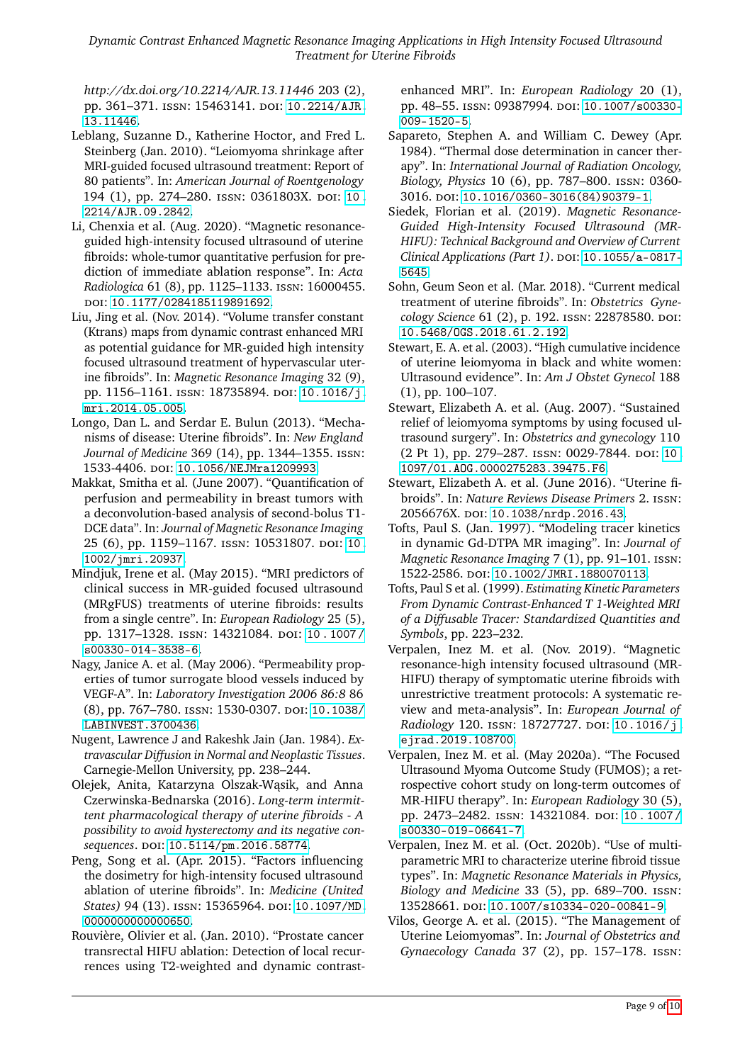*http://dx.doi.org/10.2214/AJR.13.11446* 203 (2), pp. 361–371. ISSN: 15463141. DOI: 10.2214/AJR.13.11446.

Leblang, Suzanne D., Katherine Hoctor, and Fred L. Steinberg (Jan. 2010). "Leiomyoma shrinkage after MRI-guided focused ultrasound treatment: Report of 80 patients". In: *American Journal of Roentgenology* 194 (1), pp. 274–280. ISSN: 0361803X. DOI: 10.2214/AJR.09.2842.

Li, Chenxia et al. (Aug. 2020). "Magnetic resonance-guided high-intensity focused ultrasound of uterine fibroids: whole-tumor quantitative perfusion for prediction of immediate ablation response". In: *Acta Radiologica* 61 (8), pp. 1125–1133. ISSN: 16000455. DOI: 10.1177/0284185119891692.

Liu, Jing et al. (Nov. 2014). "Volume transfer constant (Ktrans) maps from dynamic contrast enhanced MRI as potential guidance for MR-guided high intensity focused ultrasound treatment of hypervascular uterine fibroids". In: *Magnetic Resonance Imaging* 32 (9), pp. 1156–1161. ISSN: 18735894. DOI: 10.1016/j.mri.2014.05.005.

Longo, Dan L. and Serdar E. Bulun (2013). "Mechanisms of disease: Uterine fibroids". In: *New England Journal of Medicine* 369 (14), pp. 1344–1355. ISSN: 1533-4406. DOI: 10.1056/NEJMra1209993.

Makkat, Smitha et al. (June 2007). "Quantification of perfusion and permeability in breast tumors with a deconvolution-based analysis of second-bolus T1-DCE data". In: *Journal of Magnetic Resonance Imaging* 25 (6), pp. 1159–1167. ISSN: 10531807. DOI: 10.1002/jmri.20937.

Mindjuk, Irene et al. (May 2015). "MRI predictors of clinical success in MR-guided focused ultrasound (MRgFUS) treatments of uterine fibroids: results from a single centre". In: *European Radiology* 25 (5), pp. 1317–1328. ISSN: 14321084. DOI: 10.1007/s00330-014-3538-6.

Nagy, Janice A. et al. (May 2006). "Permeability properties of tumor surrogate blood vessels induced by VEGF-A". In: *Laboratory Investigation 2006 86:8* 86 (8), pp. 767–780. ISSN: 1530-0307. DOI: 10.1038/LABINVEST.3700436.

Nugent, Lawrence J and Rakeshk Jain (Jan. 1984). *Extravascular Diffusion in Normal and Neoplastic Tissues*. Carnegie-Mellon University, pp. 238–244.

Olejek, Anita, Katarzyna Olszak-Wąsik, and Anna Czerwinska-Bednarska (2016). *Long-term intermittent pharmacological therapy of uterine fibroids - A possibility to avoid hysterectomy and its negative consequences*. DOI: 10.5114/pm.2016.58774.

Peng, Song et al. (Apr. 2015). "Factors influencing the dosimetry for high-intensity focused ultrasound ablation of uterine fibroids". In: *Medicine (United States)* 94 (13). ISSN: 15365964. DOI: 10.1097/MD.0000000000000650.

Rouvière, Olivier et al. (Jan. 2010). "Prostate cancer transrectal HIFU ablation: Detection of local recurrences using T2-weighted and dynamic contrast-enhanced MRI". In: *European Radiology* 20 (1), pp. 48–55. ISSN: 09387994. DOI: 10.1007/s00330-009-1520-5.

Sapareto, Stephen A. and William C. Dewey (Apr. 1984). "Thermal dose determination in cancer therapy". In: *International Journal of Radiation Oncology, Biology, Physics* 10 (6), pp. 787–800. ISSN: 0360-3016. DOI: 10.1016/0360-3016(84)90379-1.

Siedek, Florian et al. (2019). *Magnetic Resonance-Guided High-Intensity Focused Ultrasound (MR-HIFU): Technical Background and Overview of Current Clinical Applications (Part 1)*. DOI: 10.1055/a-0817-5645.

Sohn, Geum Seon et al. (Mar. 2018). "Current medical treatment of uterine fibroids". In: *Obstetrics Gynecology Science* 61 (2), p. 192. ISSN: 22878580. DOI: 10.5468/OGS.2018.61.2.192.

Stewart, E. A. et al. (2003). "High cumulative incidence of uterine leiomyoma in black and white women: Ultrasound evidence". In: *Am J Obstet Gynecol* 188 (1), pp. 100–107.

Stewart, Elizabeth A. et al. (Aug. 2007). "Sustained relief of leiomyoma symptoms by using focused ultrasound surgery". In: *Obstetrics and gynecology* 110 (2 Pt 1), pp. 279–287. ISSN: 0029-7844. DOI: 10.1097/01.AOG.0000275283.39475.F6.

Stewart, Elizabeth A. et al. (June 2016). "Uterine fibroids". In: *Nature Reviews Disease Primers* 2. ISSN: 2056676X. DOI: 10.1038/nrdp.2016.43.

Tofts, Paul S. (Jan. 1997). "Modeling tracer kinetics in dynamic Gd-DTPA MR imaging". In: *Journal of Magnetic Resonance Imaging* 7 (1), pp. 91–101. ISSN: 1522-2586. DOI: 10.1002/JMRI.1880070113.

Tofts, Paul S et al. (1999). *Estimating Kinetic Parameters From Dynamic Contrast-Enhanced T 1-Weighted MRI of a Diffusable Tracer: Standardized Quantities and Symbols*, pp. 223–232.

Verpalen, Inez M. et al. (Nov. 2019). "Magnetic resonance-high intensity focused ultrasound (MR-HIFU) therapy of symptomatic uterine fibroids with unrestrictive treatment protocols: A systematic review and meta-analysis". In: *European Journal of Radiology* 120. ISSN: 18727727. DOI: 10.1016/j.ejrad.2019.108700.

Verpalen, Inez M. et al. (May 2020a). "The Focused Ultrasound Myoma Outcome Study (FUMOS); a retrospective cohort study on long-term outcomes of MR-HIFU therapy". In: *European Radiology* 30 (5), pp. 2473–2482. ISSN: 14321084. DOI: 10.1007/s00330-019-06641-7.

Verpalen, Inez M. et al. (Oct. 2020b). "Use of multiparametric MRI to characterize uterine fibroid tissue types". In: *Magnetic Resonance Materials in Physics, Biology and Medicine* 33 (5), pp. 689–700. ISSN: 13528661. DOI: 10.1007/s10334-020-00841-9.

Vilos, George A. et al. (2015). "The Management of Uterine Leiomyomas". In: *Journal of Obstetrics and Gynaecology Canada* 37 (2), pp. 157–178. ISSN: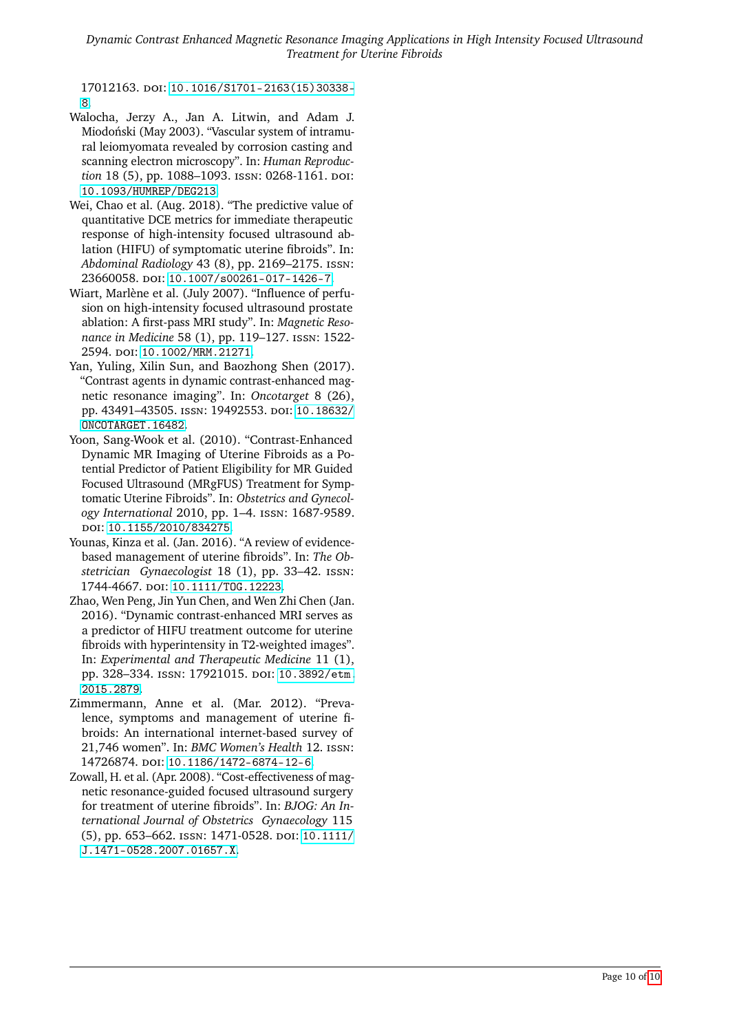17012163. DOI: 10.1016/S1701-2163(15)30338-8.

Walocha, Jerzy A., Jan A. Litwin, and Adam J. Miodoński (May 2003). "Vascular system of intramural leiomyomata revealed by corrosion casting and scanning electron microscopy". In: *Human Reproduction* 18 (5), pp. 1088–1093. ISSN: 0268-1161. DOI: 10.1093/HUMREP/DEG213.

Wei, Chao et al. (Aug. 2018). "The predictive value of quantitative DCE metrics for immediate therapeutic response of high-intensity focused ultrasound ablation (HIFU) of symptomatic uterine fibroids". In: *Abdominal Radiology* 43 (8), pp. 2169–2175. ISSN: 23660058. DOI: 10.1007/s00261-017-1426-7.

Wiart, Marlène et al. (July 2007). "Influence of perfusion on high-intensity focused ultrasound prostate ablation: A first-pass MRI study". In: *Magnetic Resonance in Medicine* 58 (1), pp. 119–127. ISSN: 1522-2594. DOI: 10.1002/MRM.21271.

Yan, Yuling, Xilin Sun, and Baozhong Shen (2017). "Contrast agents in dynamic contrast-enhanced magnetic resonance imaging". In: *Oncotarget* 8 (26), pp. 43491–43505. ISSN: 19492553. DOI: 10.18632/ONCOTARGET.16482.

Yoon, Sang-Wook et al. (2010). "Contrast-Enhanced Dynamic MR Imaging of Uterine Fibroids as a Potential Predictor of Patient Eligibility for MR Guided Focused Ultrasound (MRgFUS) Treatment for Symptomatic Uterine Fibroids". In: *Obstetrics and Gynecology International* 2010, pp. 1–4. ISSN: 1687-9589. DOI: 10.1155/2010/834275.

Younas, Kinza et al. (Jan. 2016). "A review of evidence-based management of uterine fibroids". In: *The Obstetrician Gynaecologist* 18 (1), pp. 33–42. ISSN: 1744-4667. DOI: 10.1111/TOG.12223.

Zhao, Wen Peng, Jin Yun Chen, and Wen Zhi Chen (Jan. 2016). "Dynamic contrast-enhanced MRI serves as a predictor of HIFU treatment outcome for uterine fibroids with hyperintensity in T2-weighted images". In: *Experimental and Therapeutic Medicine* 11 (1), pp. 328–334. ISSN: 17921015. DOI: 10.3892/etm.2015.2879.

Zimmermann, Anne et al. (Mar. 2012). "Prevalence, symptoms and management of uterine fibroids: An international internet-based survey of 21,746 women". In: *BMC Women's Health* 12. ISSN: 14726874. DOI: 10.1186/1472-6874-12-6.

Zowall, H. et al. (Apr. 2008). "Cost-effectiveness of magnetic resonance-guided focused ultrasound surgery for treatment of uterine fibroids". In: *BJOG: An International Journal of Obstetrics Gynaecology* 115 (5), pp. 653–662. ISSN: 1471-0528. DOI: 10.1111/J.1471-0528.2007.01657.X.